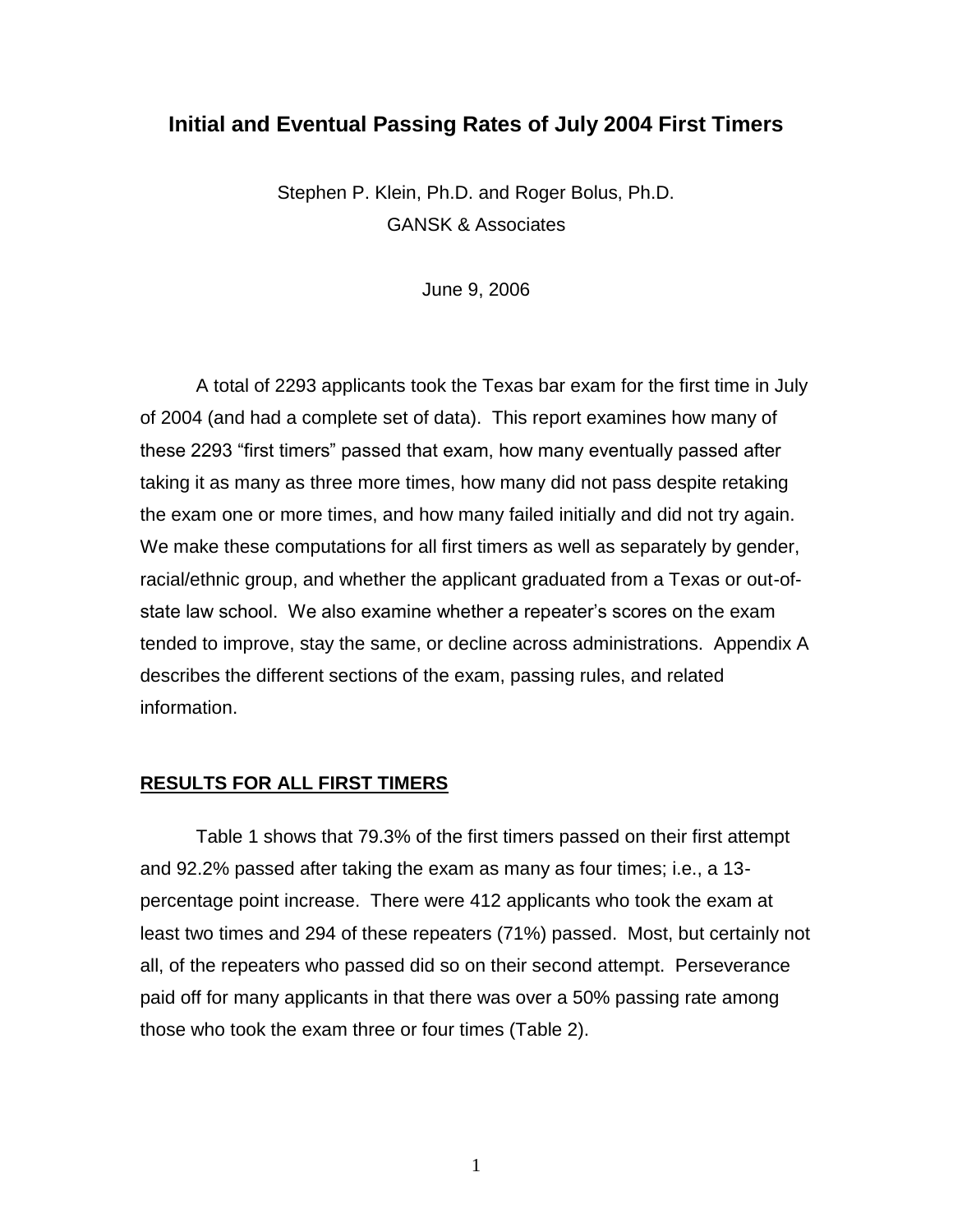# Initial and Eventual Passing Rates of July 2004 First Timers

Stephen P. Klein, Ph.D. and Roger Bolus, Ph.D.
GANSK & Associates

June 9, 2006

A total of 2293 applicants took the Texas bar exam for the first time in July of 2004 (and had a complete set of data). This report examines how many of these 2293 "first timers" passed that exam, how many eventually passed after taking it as many as three more times, how many did not pass despite retaking the exam one or more times, and how many failed initially and did not try again. We make these computations for all first timers as well as separately by gender, racial/ethnic group, and whether the applicant graduated from a Texas or out-of-state law school. We also examine whether a repeater's scores on the exam tended to improve, stay the same, or decline across administrations. Appendix A describes the different sections of the exam, passing rules, and related information.

## RESULTS FOR ALL FIRST TIMERS

Table 1 shows that 79.3% of the first timers passed on their first attempt and 92.2% passed after taking the exam as many as four times; i.e., a 13-percentage point increase. There were 412 applicants who took the exam at least two times and 294 of these repeaters (71%) passed. Most, but certainly not all, of the repeaters who passed did so on their second attempt. Perseverance paid off for many applicants in that there was over a 50% passing rate among those who took the exam three or four times (Table 2).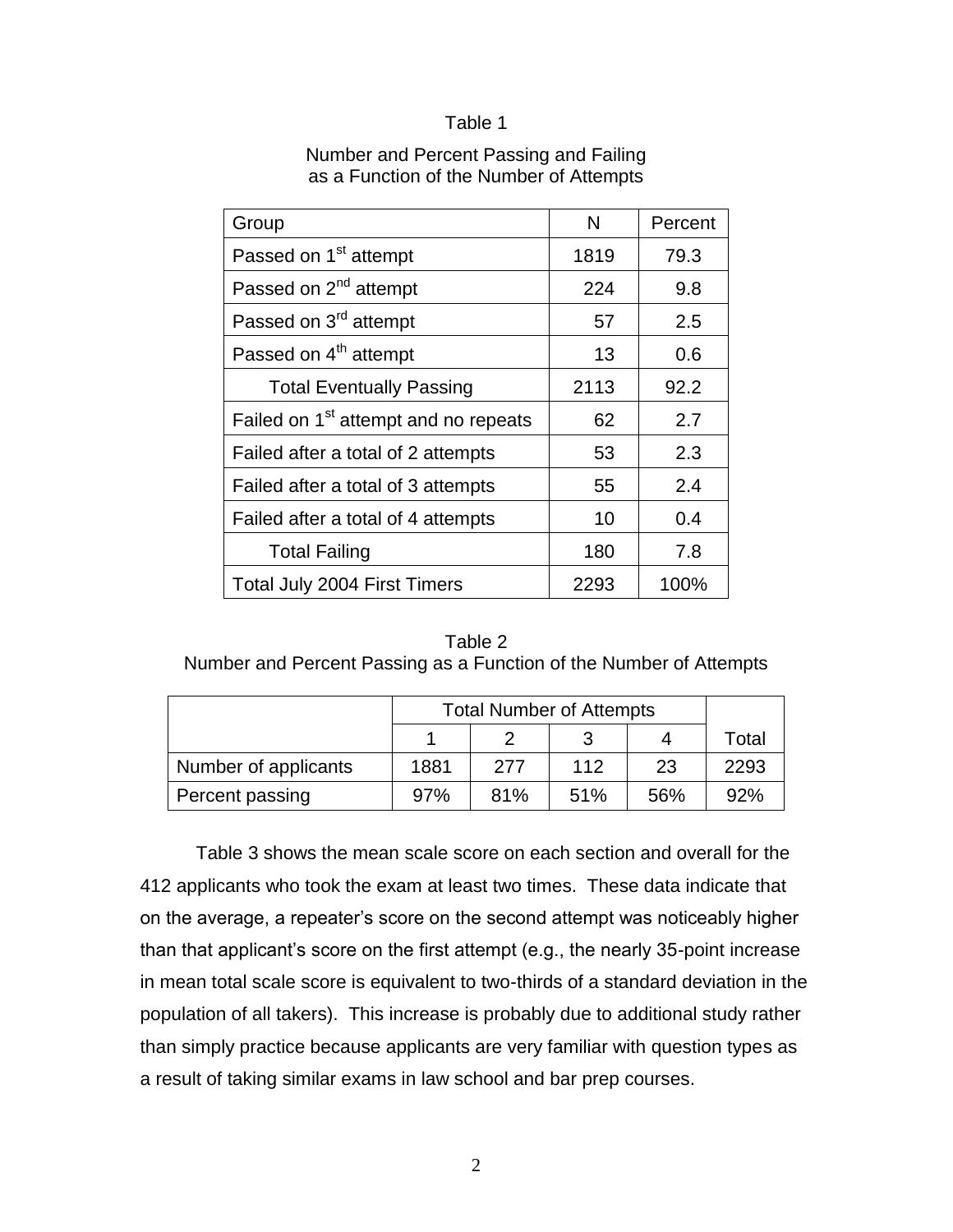Table 1

Number and Percent Passing and Failing as a Function of the Number of Attempts

| Group | N | Percent |
|---|---|---|
| Passed on 1st attempt | 1819 | 79.3 |
| Passed on 2nd attempt | 224 | 9.8 |
| Passed on 3rd attempt | 57 | 2.5 |
| Passed on 4th attempt | 13 | 0.6 |
| Total Eventually Passing | 2113 | 92.2 |
| Failed on 1st attempt and no repeats | 62 | 2.7 |
| Failed after a total of 2 attempts | 53 | 2.3 |
| Failed after a total of 3 attempts | 55 | 2.4 |
| Failed after a total of 4 attempts | 10 | 0.4 |
| Total Failing | 180 | 7.8 |
| Total July 2004 First Timers | 2293 | 100% |

Table 2

Number and Percent Passing as a Function of the Number of Attempts

| | Total Number of Attempts | | | | |
|---|---|---|---|---|---|
| | 1 | 2 | 3 | 4 | Total |
| Number of applicants | 1881 | 277 | 112 | 23 | 2293 |
| Percent passing | 97% | 81% | 51% | 56% | 92% |

Table 3 shows the mean scale score on each section and overall for the 412 applicants who took the exam at least two times. These data indicate that on the average, a repeater's score on the second attempt was noticeably higher than that applicant's score on the first attempt (e.g., the nearly 35-point increase in mean total scale score is equivalent to two-thirds of a standard deviation in the population of all takers). This increase is probably due to additional study rather than simply practice because applicants are very familiar with question types as a result of taking similar exams in law school and bar prep courses.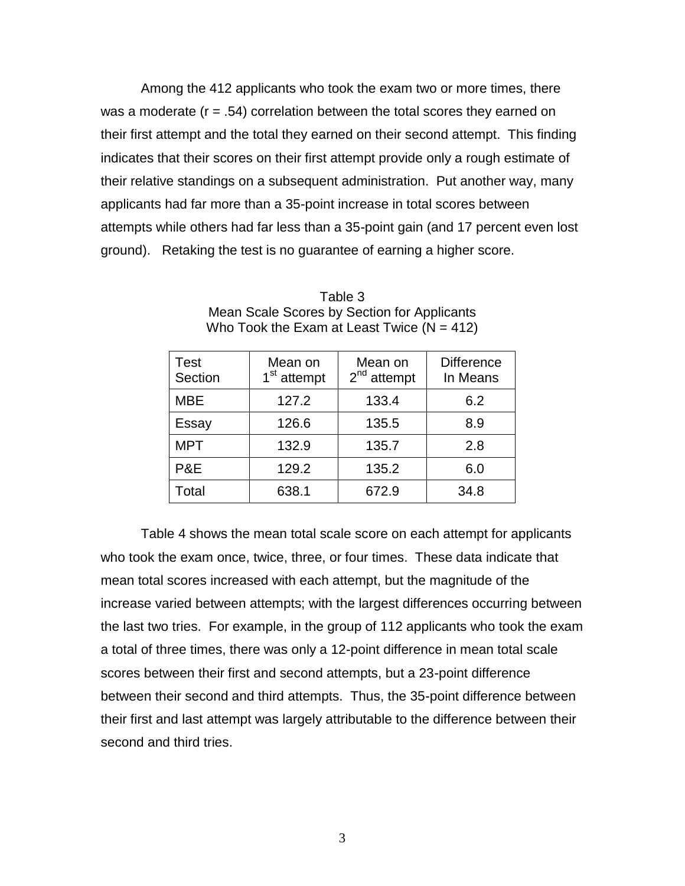Among the 412 applicants who took the exam two or more times, there was a moderate (r = .54) correlation between the total scores they earned on their first attempt and the total they earned on their second attempt. This finding indicates that their scores on their first attempt provide only a rough estimate of their relative standings on a subsequent administration. Put another way, many applicants had far more than a 35-point increase in total scores between attempts while others had far less than a 35-point gain (and 17 percent even lost ground). Retaking the test is no guarantee of earning a higher score.

Table 3
Mean Scale Scores by Section for Applicants
Who Took the Exam at Least Twice (N = 412)

| Test Section | Mean on 1st attempt | Mean on 2nd attempt | Difference In Means |
|---|---|---|---|
| MBE | 127.2 | 133.4 | 6.2 |
| Essay | 126.6 | 135.5 | 8.9 |
| MPT | 132.9 | 135.7 | 2.8 |
| P&E | 129.2 | 135.2 | 6.0 |
| Total | 638.1 | 672.9 | 34.8 |

Table 4 shows the mean total scale score on each attempt for applicants who took the exam once, twice, three, or four times. These data indicate that mean total scores increased with each attempt, but the magnitude of the increase varied between attempts; with the largest differences occurring between the last two tries. For example, in the group of 112 applicants who took the exam a total of three times, there was only a 12-point difference in mean total scale scores between their first and second attempts, but a 23-point difference between their second and third attempts. Thus, the 35-point difference between their first and last attempt was largely attributable to the difference between their second and third tries.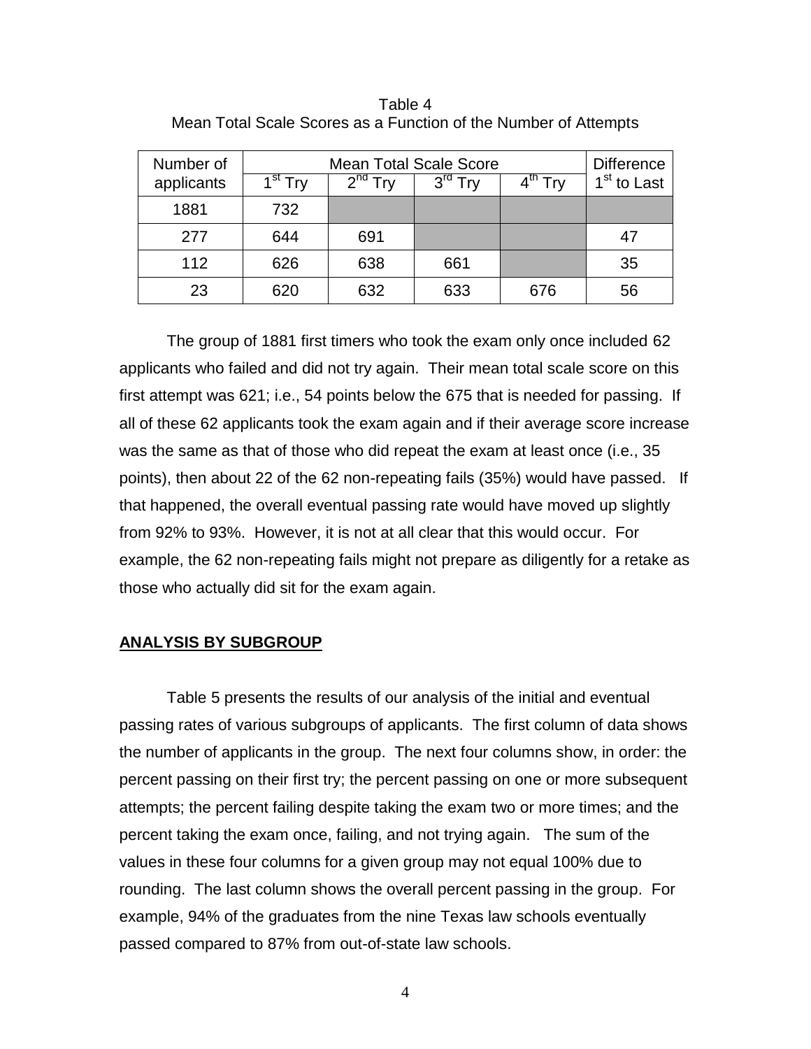Table 4
Mean Total Scale Scores as a Function of the Number of Attempts

| Number of applicants | Mean Total Scale Score | | | | Difference |
|---|---|---|---|---|---|
| | 1st Try | 2nd Try | 3rd Try | 4th Try | 1st to Last |
| 1881 | 732 | | | | |
| 277 | 644 | 691 | | | 47 |
| 112 | 626 | 638 | 661 | | 35 |
| 23 | 620 | 632 | 633 | 676 | 56 |

The group of 1881 first timers who took the exam only once included 62 applicants who failed and did not try again. Their mean total scale score on this first attempt was 621; i.e., 54 points below the 675 that is needed for passing. If all of these 62 applicants took the exam again and if their average score increase was the same as that of those who did repeat the exam at least once (i.e., 35 points), then about 22 of the 62 non-repeating fails (35%) would have passed. If that happened, the overall eventual passing rate would have moved up slightly from 92% to 93%. However, it is not at all clear that this would occur. For example, the 62 non-repeating fails might not prepare as diligently for a retake as those who actually did sit for the exam again.

## ANALYSIS BY SUBGROUP

Table 5 presents the results of our analysis of the initial and eventual passing rates of various subgroups of applicants. The first column of data shows the number of applicants in the group. The next four columns show, in order: the percent passing on their first try; the percent passing on one or more subsequent attempts; the percent failing despite taking the exam two or more times; and the percent taking the exam once, failing, and not trying again. The sum of the values in these four columns for a given group may not equal 100% due to rounding. The last column shows the overall percent passing in the group. For example, 94% of the graduates from the nine Texas law schools eventually passed compared to 87% from out-of-state law schools.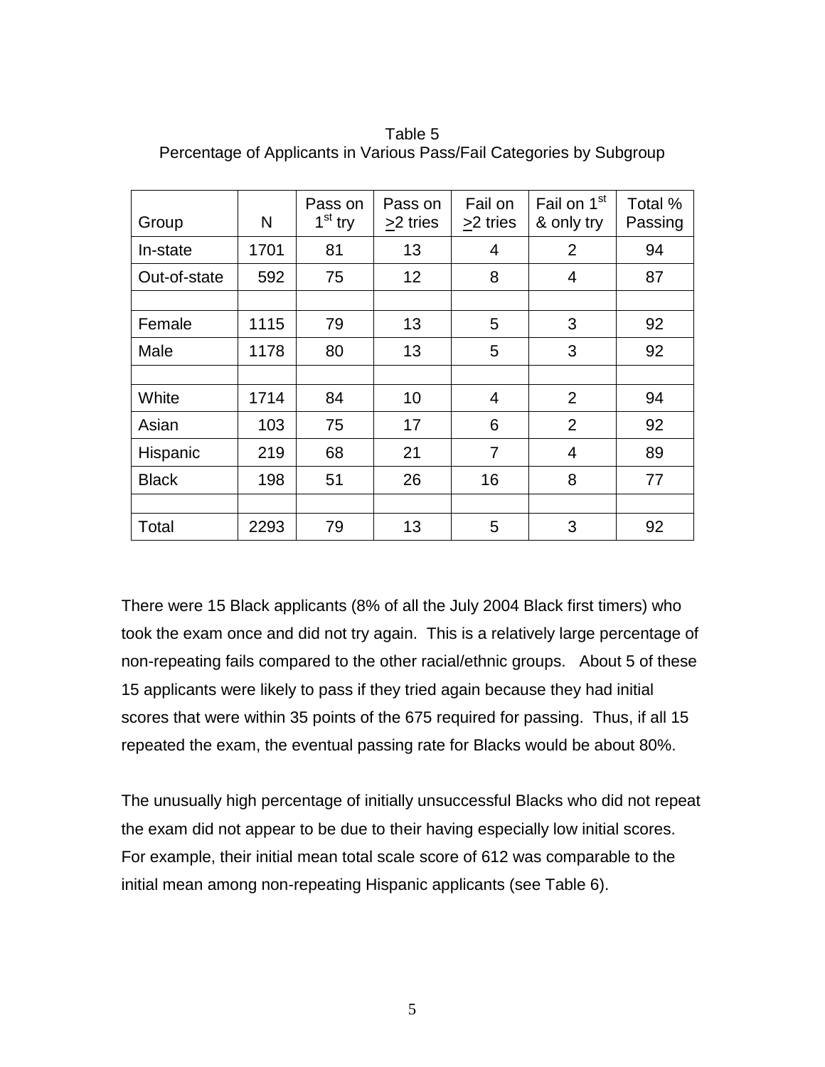Table 5
Percentage of Applicants in Various Pass/Fail Categories by Subgroup

| Group | N | Pass on 1st try | Pass on ≥2 tries | Fail on ≥2 tries | Fail on 1st & only try | Total % Passing |
|---|---|---|---|---|---|---|
| In-state | 1701 | 81 | 13 | 4 | 2 | 94 |
| Out-of-state | 592 | 75 | 12 | 8 | 4 | 87 |
| | | | | | | |
| Female | 1115 | 79 | 13 | 5 | 3 | 92 |
| Male | 1178 | 80 | 13 | 5 | 3 | 92 |
| | | | | | | |
| White | 1714 | 84 | 10 | 4 | 2 | 94 |
| Asian | 103 | 75 | 17 | 6 | 2 | 92 |
| Hispanic | 219 | 68 | 21 | 7 | 4 | 89 |
| Black | 198 | 51 | 26 | 16 | 8 | 77 |
| | | | | | | |
| Total | 2293 | 79 | 13 | 5 | 3 | 92 |

There were 15 Black applicants (8% of all the July 2004 Black first timers) who took the exam once and did not try again. This is a relatively large percentage of non-repeating fails compared to the other racial/ethnic groups. About 5 of these 15 applicants were likely to pass if they tried again because they had initial scores that were within 35 points of the 675 required for passing. Thus, if all 15 repeated the exam, the eventual passing rate for Blacks would be about 80%.

The unusually high percentage of initially unsuccessful Blacks who did not repeat the exam did not appear to be due to their having especially low initial scores. For example, their initial mean total scale score of 612 was comparable to the initial mean among non-repeating Hispanic applicants (see Table 6).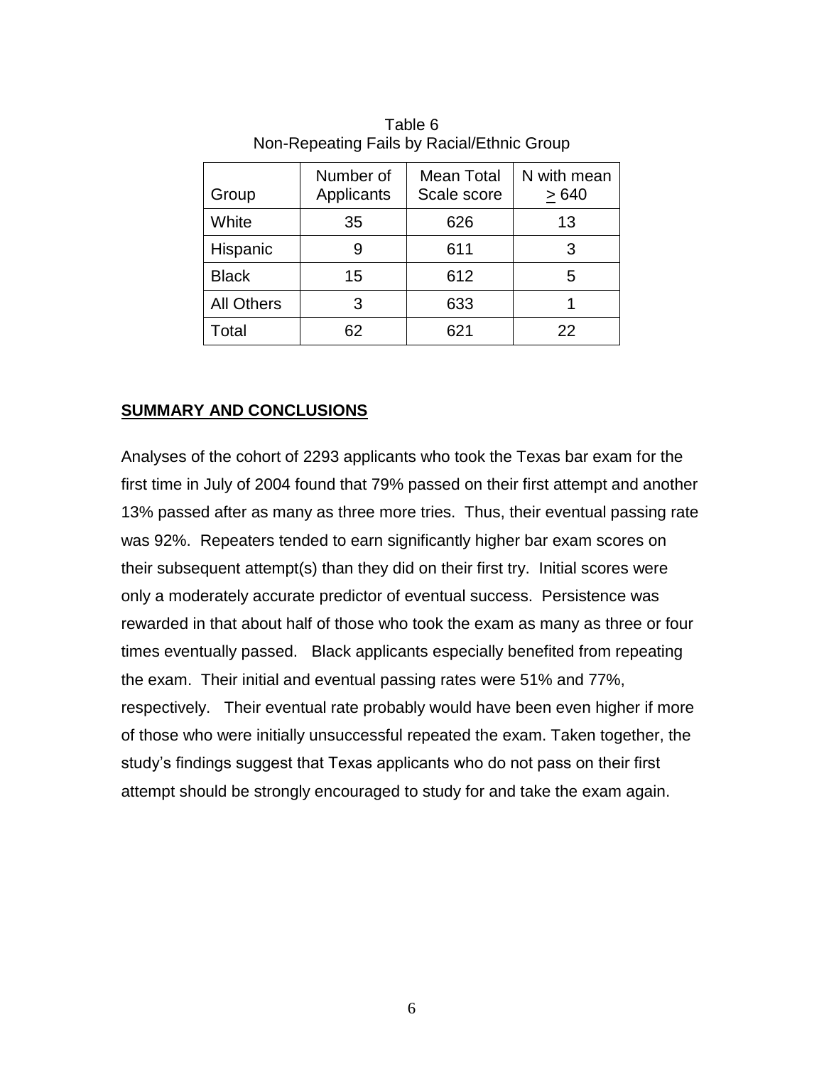Table 6
Non-Repeating Fails by Racial/Ethnic Group

| Group | Number of Applicants | Mean Total Scale score | N with mean ≥ 640 |
|---|---|---|---|
| White | 35 | 626 | 13 |
| Hispanic | 9 | 611 | 3 |
| Black | 15 | 612 | 5 |
| All Others | 3 | 633 | 1 |
| Total | 62 | 621 | 22 |

## SUMMARY AND CONCLUSIONS

Analyses of the cohort of 2293 applicants who took the Texas bar exam for the first time in July of 2004 found that 79% passed on their first attempt and another 13% passed after as many as three more tries. Thus, their eventual passing rate was 92%. Repeaters tended to earn significantly higher bar exam scores on their subsequent attempt(s) than they did on their first try. Initial scores were only a moderately accurate predictor of eventual success. Persistence was rewarded in that about half of those who took the exam as many as three or four times eventually passed. Black applicants especially benefited from repeating the exam. Their initial and eventual passing rates were 51% and 77%, respectively. Their eventual rate probably would have been even higher if more of those who were initially unsuccessful repeated the exam. Taken together, the study's findings suggest that Texas applicants who do not pass on their first attempt should be strongly encouraged to study for and take the exam again.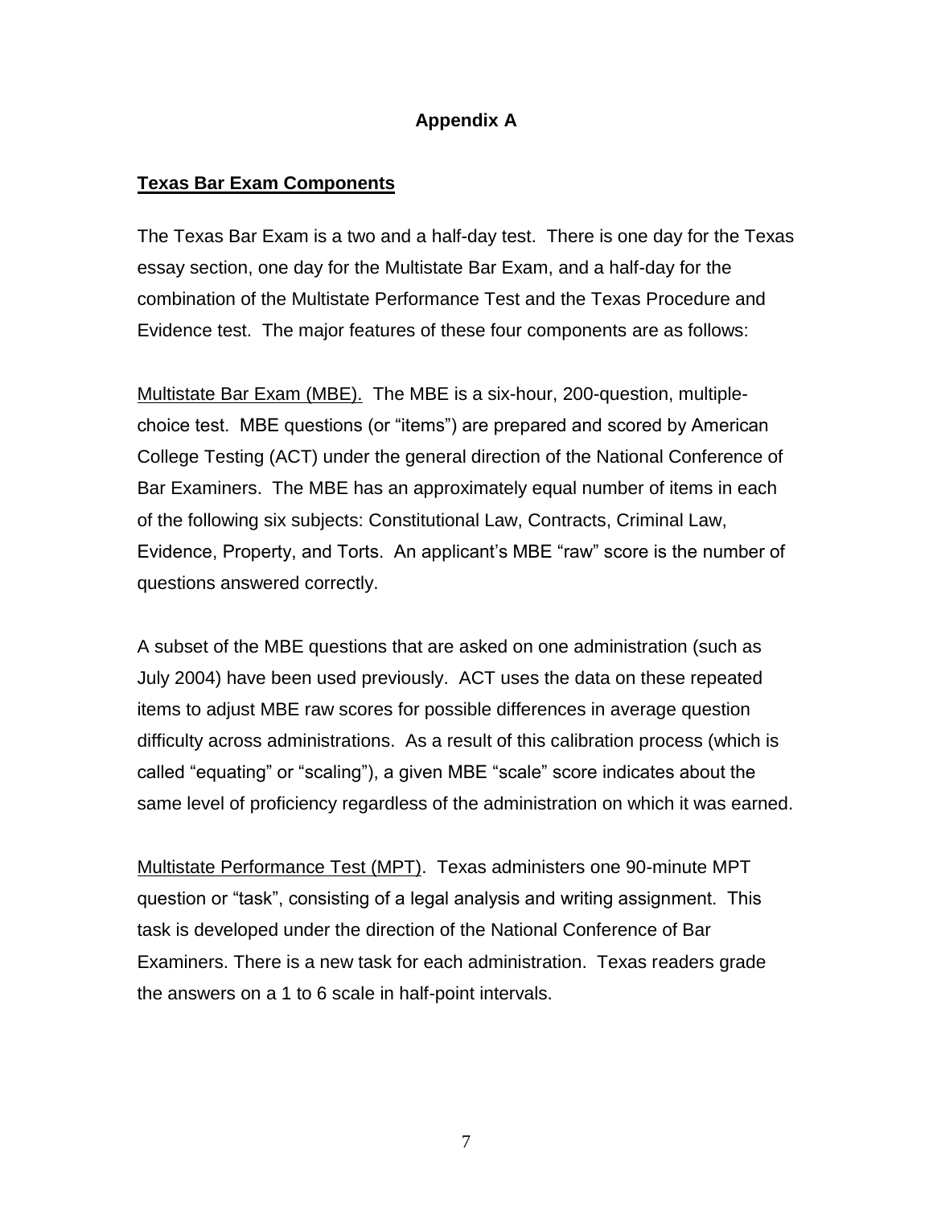# Appendix A

## Texas Bar Exam Components

The Texas Bar Exam is a two and a half-day test. There is one day for the Texas essay section, one day for the Multistate Bar Exam, and a half-day for the combination of the Multistate Performance Test and the Texas Procedure and Evidence test. The major features of these four components are as follows:

Multistate Bar Exam (MBE). The MBE is a six-hour, 200-question, multiple-choice test. MBE questions (or "items") are prepared and scored by American College Testing (ACT) under the general direction of the National Conference of Bar Examiners. The MBE has an approximately equal number of items in each of the following six subjects: Constitutional Law, Contracts, Criminal Law, Evidence, Property, and Torts. An applicant's MBE "raw" score is the number of questions answered correctly.

A subset of the MBE questions that are asked on one administration (such as July 2004) have been used previously. ACT uses the data on these repeated items to adjust MBE raw scores for possible differences in average question difficulty across administrations. As a result of this calibration process (which is called "equating" or "scaling"), a given MBE "scale" score indicates about the same level of proficiency regardless of the administration on which it was earned.

Multistate Performance Test (MPT). Texas administers one 90-minute MPT question or "task", consisting of a legal analysis and writing assignment. This task is developed under the direction of the National Conference of Bar Examiners. There is a new task for each administration. Texas readers grade the answers on a 1 to 6 scale in half-point intervals.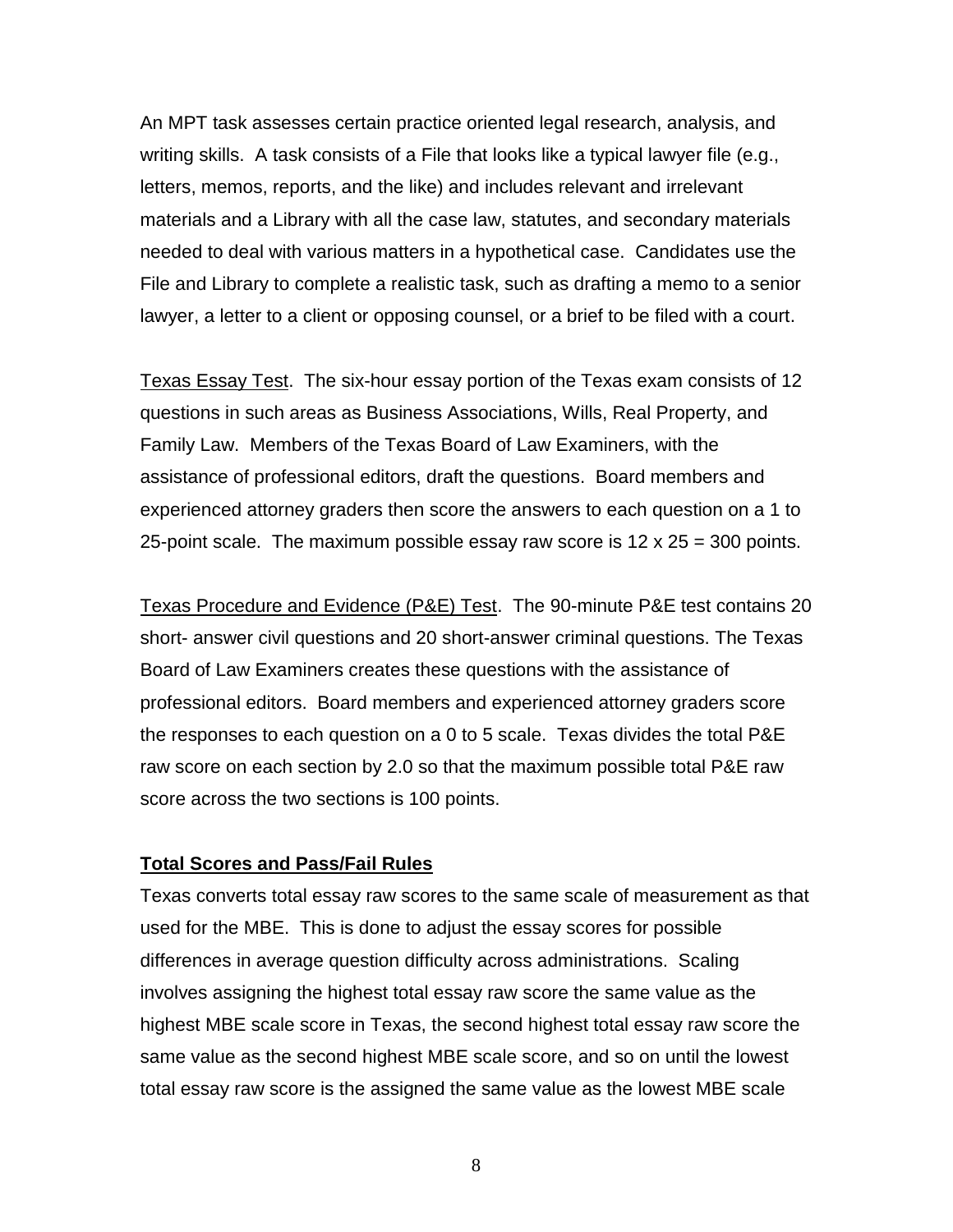An MPT task assesses certain practice oriented legal research, analysis, and writing skills. A task consists of a File that looks like a typical lawyer file (e.g., letters, memos, reports, and the like) and includes relevant and irrelevant materials and a Library with all the case law, statutes, and secondary materials needed to deal with various matters in a hypothetical case. Candidates use the File and Library to complete a realistic task, such as drafting a memo to a senior lawyer, a letter to a client or opposing counsel, or a brief to be filed with a court.

Texas Essay Test. The six-hour essay portion of the Texas exam consists of 12 questions in such areas as Business Associations, Wills, Real Property, and Family Law. Members of the Texas Board of Law Examiners, with the assistance of professional editors, draft the questions. Board members and experienced attorney graders then score the answers to each question on a 1 to 25-point scale. The maximum possible essay raw score is 12 x 25 = 300 points.

Texas Procedure and Evidence (P&E) Test. The 90-minute P&E test contains 20 short- answer civil questions and 20 short-answer criminal questions. The Texas Board of Law Examiners creates these questions with the assistance of professional editors. Board members and experienced attorney graders score the responses to each question on a 0 to 5 scale. Texas divides the total P&E raw score on each section by 2.0 so that the maximum possible total P&E raw score across the two sections is 100 points.

**Total Scores and Pass/Fail Rules**

Texas converts total essay raw scores to the same scale of measurement as that used for the MBE. This is done to adjust the essay scores for possible differences in average question difficulty across administrations. Scaling involves assigning the highest total essay raw score the same value as the highest MBE scale score in Texas, the second highest total essay raw score the same value as the second highest MBE scale score, and so on until the lowest total essay raw score is the assigned the same value as the lowest MBE scale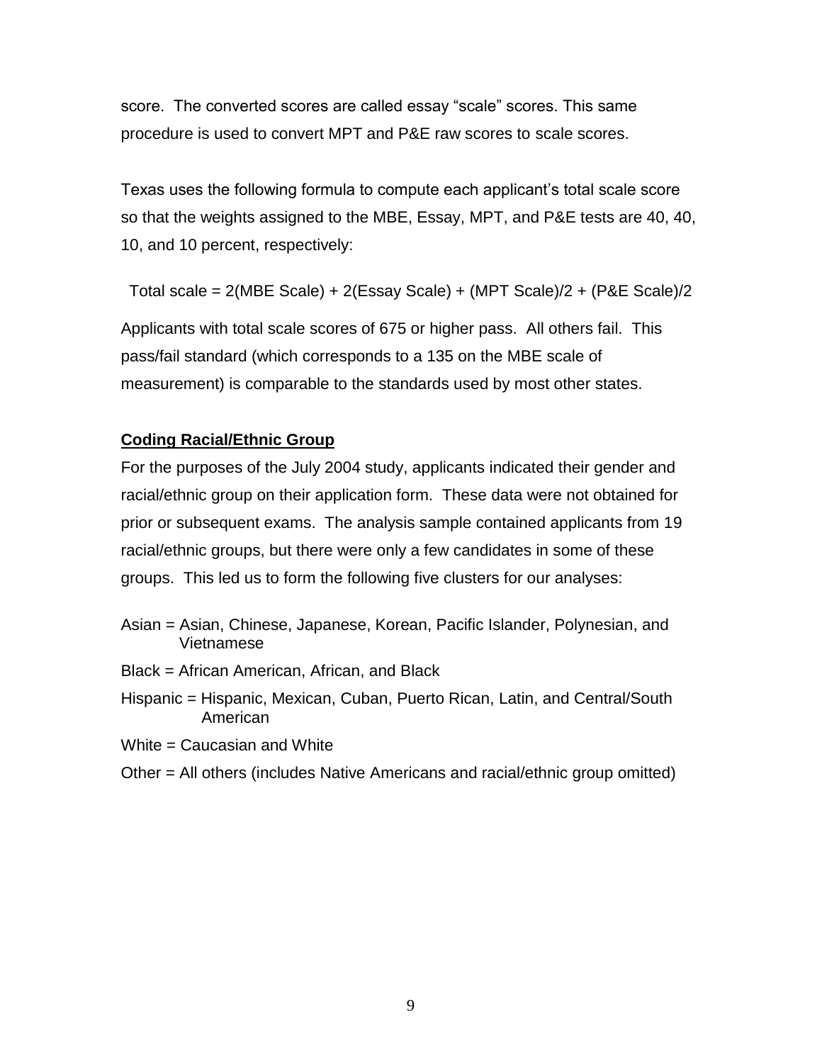score. The converted scores are called essay "scale" scores. This same procedure is used to convert MPT and P&E raw scores to scale scores.

Texas uses the following formula to compute each applicant's total scale score so that the weights assigned to the MBE, Essay, MPT, and P&E tests are 40, 40, 10, and 10 percent, respectively:

$$\text{Total scale} = 2(\text{MBE Scale}) + 2(\text{Essay Scale}) + (\text{MPT Scale})/2 + (\text{P\&E Scale})/2$$

Applicants with total scale scores of 675 or higher pass. All others fail. This pass/fail standard (which corresponds to a 135 on the MBE scale of measurement) is comparable to the standards used by most other states.

**Coding Racial/Ethnic Group**

For the purposes of the July 2004 study, applicants indicated their gender and racial/ethnic group on their application form. These data were not obtained for prior or subsequent exams. The analysis sample contained applicants from 19 racial/ethnic groups, but there were only a few candidates in some of these groups. This led us to form the following five clusters for our analyses:

Asian = Asian, Chinese, Japanese, Korean, Pacific Islander, Polynesian, and Vietnamese

Black = African American, African, and Black

Hispanic = Hispanic, Mexican, Cuban, Puerto Rican, Latin, and Central/South American

White = Caucasian and White

Other = All others (includes Native Americans and racial/ethnic group omitted)